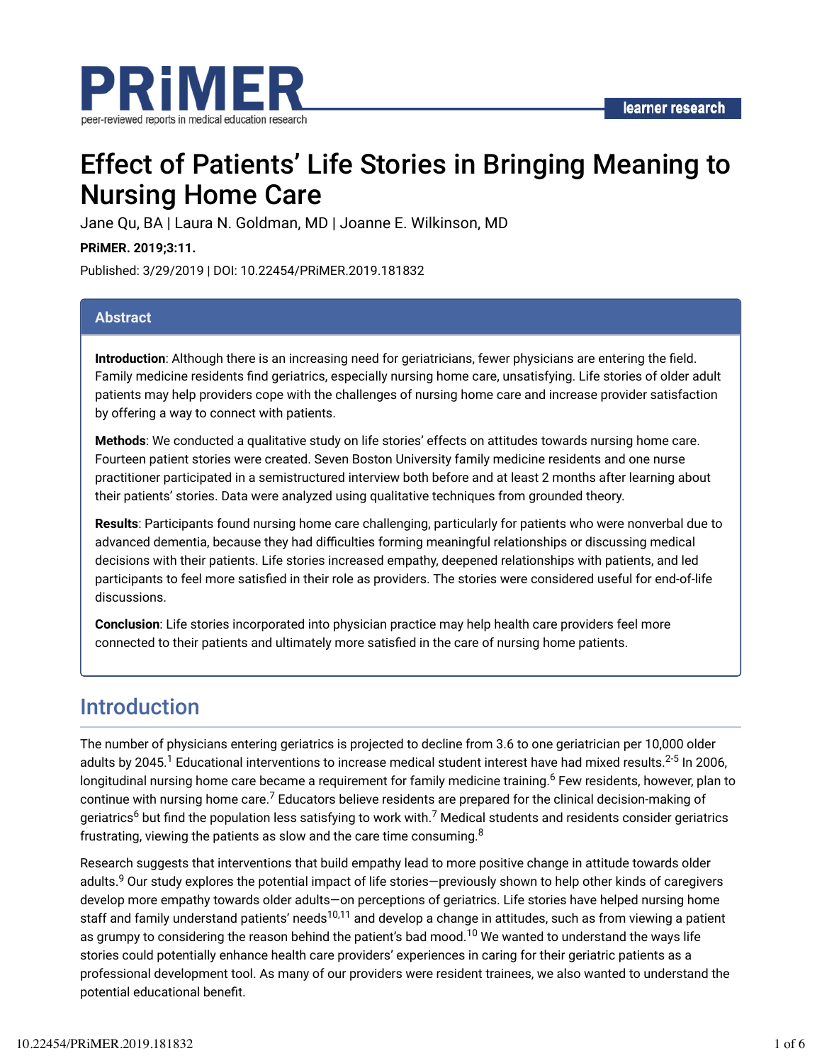# Effect of Patients' Life Stories in Bringing Meaning to Nursing Home Care

Jane Qu, BA | Laura N. Goldman, MD | Joanne E. Wilkinson, MD

**PRiMER. 2019;3:11.**

Published: 3/29/2019 | DOI: 10.22454/PRiMER.2019.181832

## Abstract

**Introduction**: Although there is an increasing need for geriatricians, fewer physicians are entering the field. Family medicine residents find geriatrics, especially nursing home care, unsatisfying. Life stories of older adult patients may help providers cope with the challenges of nursing home care and increase provider satisfaction by offering a way to connect with patients.

**Methods**: We conducted a qualitative study on life stories' effects on attitudes towards nursing home care. Fourteen patient stories were created. Seven Boston University family medicine residents and one nurse practitioner participated in a semistructured interview both before and at least 2 months after learning about their patients' stories. Data were analyzed using qualitative techniques from grounded theory.

**Results**: Participants found nursing home care challenging, particularly for patients who were nonverbal due to advanced dementia, because they had difficulties forming meaningful relationships or discussing medical decisions with their patients. Life stories increased empathy, deepened relationships with patients, and led participants to feel more satisfied in their role as providers. The stories were considered useful for end-of-life discussions.

**Conclusion**: Life stories incorporated into physician practice may help health care providers feel more connected to their patients and ultimately more satisfied in the care of nursing home patients.

## Introduction

The number of physicians entering geriatrics is projected to decline from 3.6 to one geriatrician per 10,000 older adults by 2045.[1] Educational interventions to increase medical student interest have had mixed results.[2-5] In 2006, longitudinal nursing home care became a requirement for family medicine training.[6] Few residents, however, plan to continue with nursing home care.[7] Educators believe residents are prepared for the clinical decision-making of geriatrics[6] but find the population less satisfying to work with.[7] Medical students and residents consider geriatrics frustrating, viewing the patients as slow and the care time consuming.[8]

Research suggests that interventions that build empathy lead to more positive change in attitude towards older adults.[9] Our study explores the potential impact of life stories—previously shown to help other kinds of caregivers develop more empathy towards older adults—on perceptions of geriatrics. Life stories have helped nursing home staff and family understand patients' needs[10,11] and develop a change in attitudes, such as from viewing a patient as grumpy to considering the reason behind the patient's bad mood.[10] We wanted to understand the ways life stories could potentially enhance health care providers' experiences in caring for their geriatric patients as a professional development tool. As many of our providers were resident trainees, we also wanted to understand the potential educational benefit.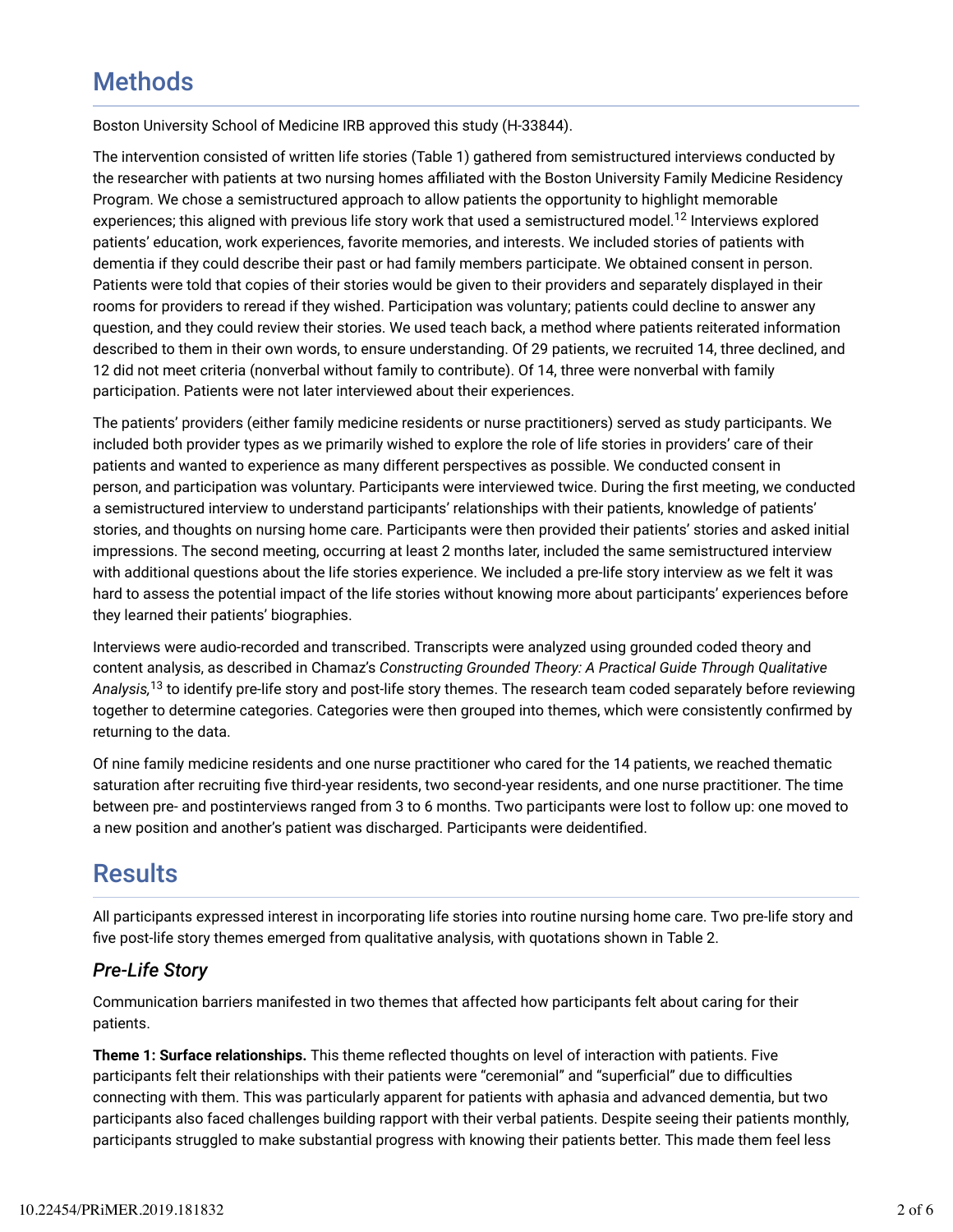## Methods

Boston University School of Medicine IRB approved this study (H-33844).

The intervention consisted of written life stories (Table 1) gathered from semistructured interviews conducted by the researcher with patients at two nursing homes affiliated with the Boston University Family Medicine Residency Program. We chose a semistructured approach to allow patients the opportunity to highlight memorable experiences; this aligned with previous life story work that used a semistructured model.[12] Interviews explored patients' education, work experiences, favorite memories, and interests. We included stories of patients with dementia if they could describe their past or had family members participate. We obtained consent in person. Patients were told that copies of their stories would be given to their providers and separately displayed in their rooms for providers to reread if they wished. Participation was voluntary; patients could decline to answer any question, and they could review their stories. We used teach back, a method where patients reiterated information described to them in their own words, to ensure understanding. Of 29 patients, we recruited 14, three declined, and 12 did not meet criteria (nonverbal without family to contribute). Of 14, three were nonverbal with family participation. Patients were not later interviewed about their experiences.

The patients' providers (either family medicine residents or nurse practitioners) served as study participants. We included both provider types as we primarily wished to explore the role of life stories in providers' care of their patients and wanted to experience as many different perspectives as possible. We conducted consent in person, and participation was voluntary. Participants were interviewed twice. During the first meeting, we conducted a semistructured interview to understand participants' relationships with their patients, knowledge of patients' stories, and thoughts on nursing home care. Participants were then provided their patients' stories and asked initial impressions. The second meeting, occurring at least 2 months later, included the same semistructured interview with additional questions about the life stories experience. We included a pre-life story interview as we felt it was hard to assess the potential impact of the life stories without knowing more about participants' experiences before they learned their patients' biographies.

Interviews were audio-recorded and transcribed. Transcripts were analyzed using grounded coded theory and content analysis, as described in Chamaz's *Constructing Grounded Theory: A Practical Guide Through Qualitative Analysis,*[13] to identify pre-life story and post-life story themes. The research team coded separately before reviewing together to determine categories. Categories were then grouped into themes, which were consistently confirmed by returning to the data.

Of nine family medicine residents and one nurse practitioner who cared for the 14 patients, we reached thematic saturation after recruiting five third-year residents, two second-year residents, and one nurse practitioner. The time between pre- and postinterviews ranged from 3 to 6 months. Two participants were lost to follow up: one moved to a new position and another's patient was discharged. Participants were deidentified.

## Results

All participants expressed interest in incorporating life stories into routine nursing home care. Two pre-life story and five post-life story themes emerged from qualitative analysis, with quotations shown in Table 2.

### *Pre-Life Story*

Communication barriers manifested in two themes that affected how participants felt about caring for their patients.

**Theme 1: Surface relationships.** This theme reflected thoughts on level of interaction with patients. Five participants felt their relationships with their patients were "ceremonial" and "superficial" due to difficulties connecting with them. This was particularly apparent for patients with aphasia and advanced dementia, but two participants also faced challenges building rapport with their verbal patients. Despite seeing their patients monthly, participants struggled to make substantial progress with knowing their patients better. This made them feel less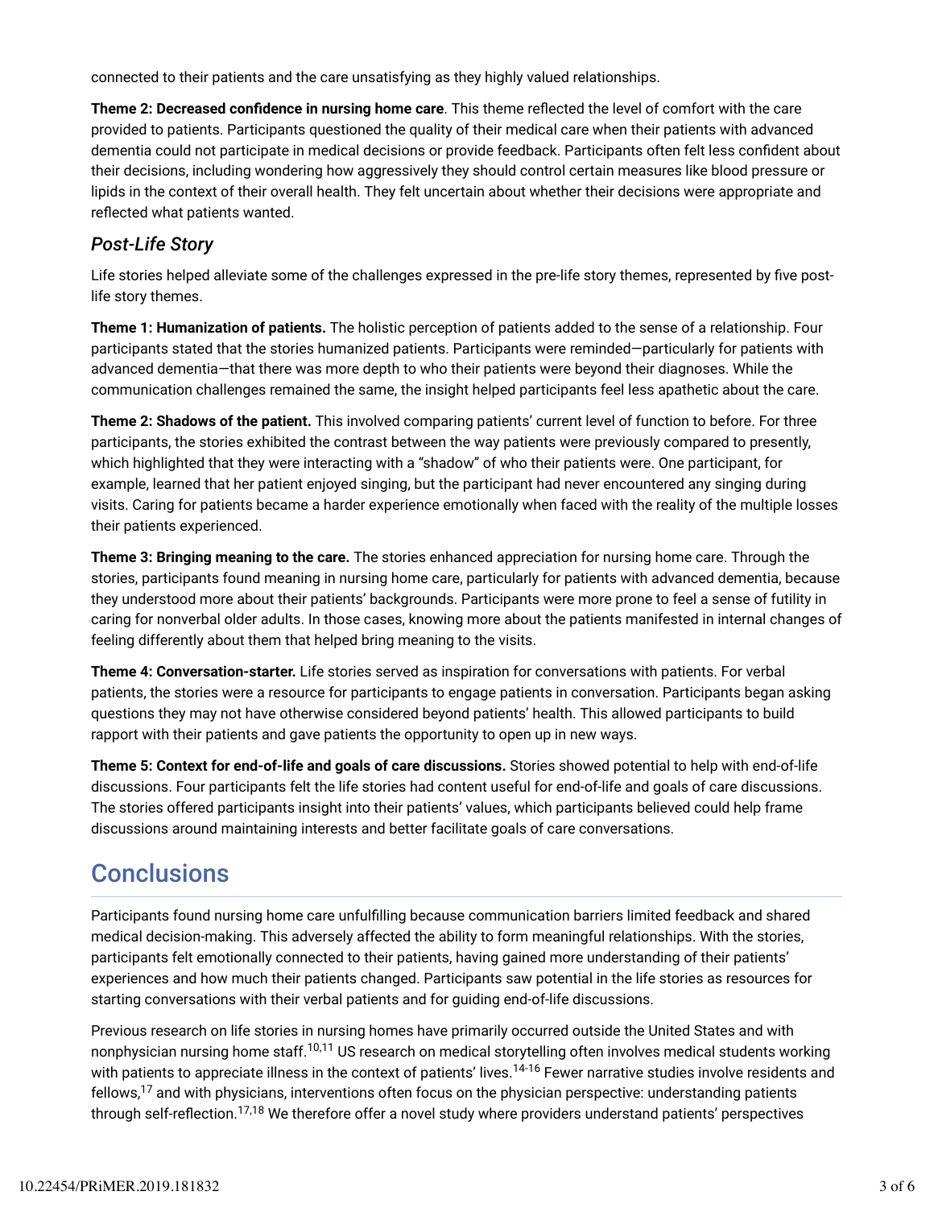connected to their patients and the care unsatisfying as they highly valued relationships.

**Theme 2: Decreased confidence in nursing home care**. This theme reflected the level of comfort with the care provided to patients. Participants questioned the quality of their medical care when their patients with advanced dementia could not participate in medical decisions or provide feedback. Participants often felt less confident about their decisions, including wondering how aggressively they should control certain measures like blood pressure or lipids in the context of their overall health. They felt uncertain about whether their decisions were appropriate and reflected what patients wanted.

### *Post-Life Story*

Life stories helped alleviate some of the challenges expressed in the pre-life story themes, represented by five post-life story themes.

**Theme 1: Humanization of patients.** The holistic perception of patients added to the sense of a relationship. Four participants stated that the stories humanized patients. Participants were reminded—particularly for patients with advanced dementia—that there was more depth to who their patients were beyond their diagnoses. While the communication challenges remained the same, the insight helped participants feel less apathetic about the care.

**Theme 2: Shadows of the patient.** This involved comparing patients' current level of function to before. For three participants, the stories exhibited the contrast between the way patients were previously compared to presently, which highlighted that they were interacting with a "shadow" of who their patients were. One participant, for example, learned that her patient enjoyed singing, but the participant had never encountered any singing during visits. Caring for patients became a harder experience emotionally when faced with the reality of the multiple losses their patients experienced.

**Theme 3: Bringing meaning to the care.** The stories enhanced appreciation for nursing home care. Through the stories, participants found meaning in nursing home care, particularly for patients with advanced dementia, because they understood more about their patients' backgrounds. Participants were more prone to feel a sense of futility in caring for nonverbal older adults. In those cases, knowing more about the patients manifested in internal changes of feeling differently about them that helped bring meaning to the visits.

**Theme 4: Conversation-starter.** Life stories served as inspiration for conversations with patients. For verbal patients, the stories were a resource for participants to engage patients in conversation. Participants began asking questions they may not have otherwise considered beyond patients' health. This allowed participants to build rapport with their patients and gave patients the opportunity to open up in new ways.

**Theme 5: Context for end-of-life and goals of care discussions.** Stories showed potential to help with end-of-life discussions. Four participants felt the life stories had content useful for end-of-life and goals of care discussions. The stories offered participants insight into their patients' values, which participants believed could help frame discussions around maintaining interests and better facilitate goals of care conversations.

## Conclusions

Participants found nursing home care unfulfilling because communication barriers limited feedback and shared medical decision-making. This adversely affected the ability to form meaningful relationships. With the stories, participants felt emotionally connected to their patients, having gained more understanding of their patients' experiences and how much their patients changed. Participants saw potential in the life stories as resources for starting conversations with their verbal patients and for guiding end-of-life discussions.

Previous research on life stories in nursing homes have primarily occurred outside the United States and with nonphysician nursing home staff.[10,11] US research on medical storytelling often involves medical students working with patients to appreciate illness in the context of patients' lives.[14-16] Fewer narrative studies involve residents and fellows,[17] and with physicians, interventions often focus on the physician perspective: understanding patients through self-reflection.[17,18] We therefore offer a novel study where providers understand patients' perspectives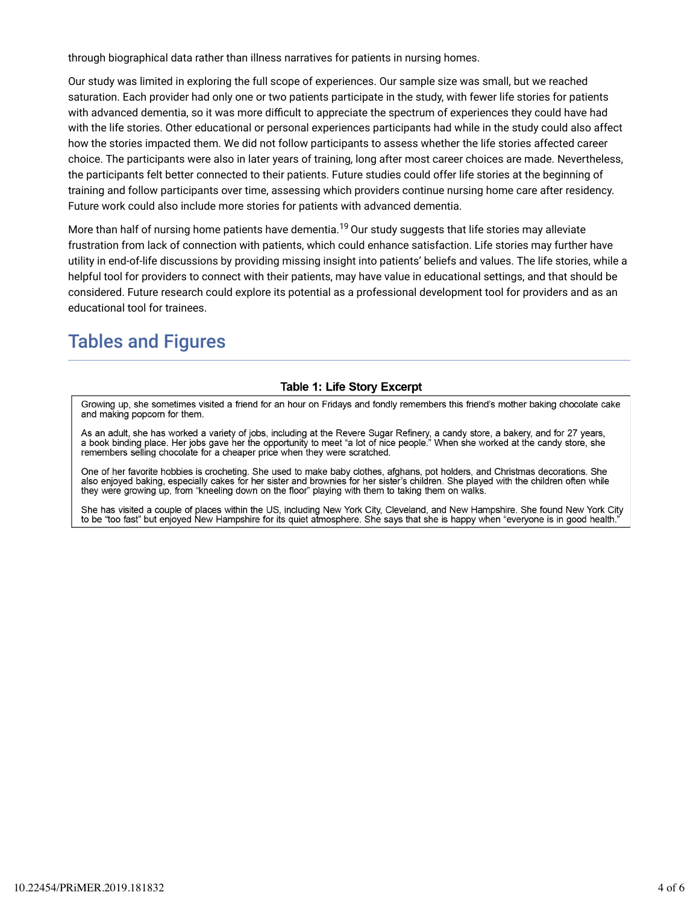through biographical data rather than illness narratives for patients in nursing homes.

Our study was limited in exploring the full scope of experiences. Our sample size was small, but we reached saturation. Each provider had only one or two patients participate in the study, with fewer life stories for patients with advanced dementia, so it was more difficult to appreciate the spectrum of experiences they could have had with the life stories. Other educational or personal experiences participants had while in the study could also affect how the stories impacted them. We did not follow participants to assess whether the life stories affected career choice. The participants were also in later years of training, long after most career choices are made. Nevertheless, the participants felt better connected to their patients. Future studies could offer life stories at the beginning of training and follow participants over time, assessing which providers continue nursing home care after residency. Future work could also include more stories for patients with advanced dementia.

More than half of nursing home patients have dementia.[19] Our study suggests that life stories may alleviate frustration from lack of connection with patients, which could enhance satisfaction. Life stories may further have utility in end-of-life discussions by providing missing insight into patients' beliefs and values. The life stories, while a helpful tool for providers to connect with their patients, may have value in educational settings, and that should be considered. Future research could explore its potential as a professional development tool for providers and as an educational tool for trainees.

## Tables and Figures

**Table 1: Life Story Excerpt**

| |
|---|
| Growing up, she sometimes visited a friend for an hour on Fridays and fondly remembers this friend's mother baking chocolate cake and making popcorn for them. |
| As an adult, she has worked a variety of jobs, including at the Revere Sugar Refinery, a candy store, a bakery, and for 27 years, a book binding place. Her jobs gave her the opportunity to meet "a lot of nice people." When she worked at the candy store, she remembers selling chocolate for a cheaper price when they were scratched. |
| One of her favorite hobbies is crocheting. She used to make baby clothes, afghans, pot holders, and Christmas decorations. She also enjoyed baking, especially cakes for her sister and brownies for her sister's children. She played with the children often while they were growing up, from "kneeling down on the floor" playing with them to taking them on walks. |
| She has visited a couple of places within the US, including New York City, Cleveland, and New Hampshire. She found New York City to be "too fast" but enjoyed New Hampshire for its quiet atmosphere. She says that she is happy when "everyone is in good health." |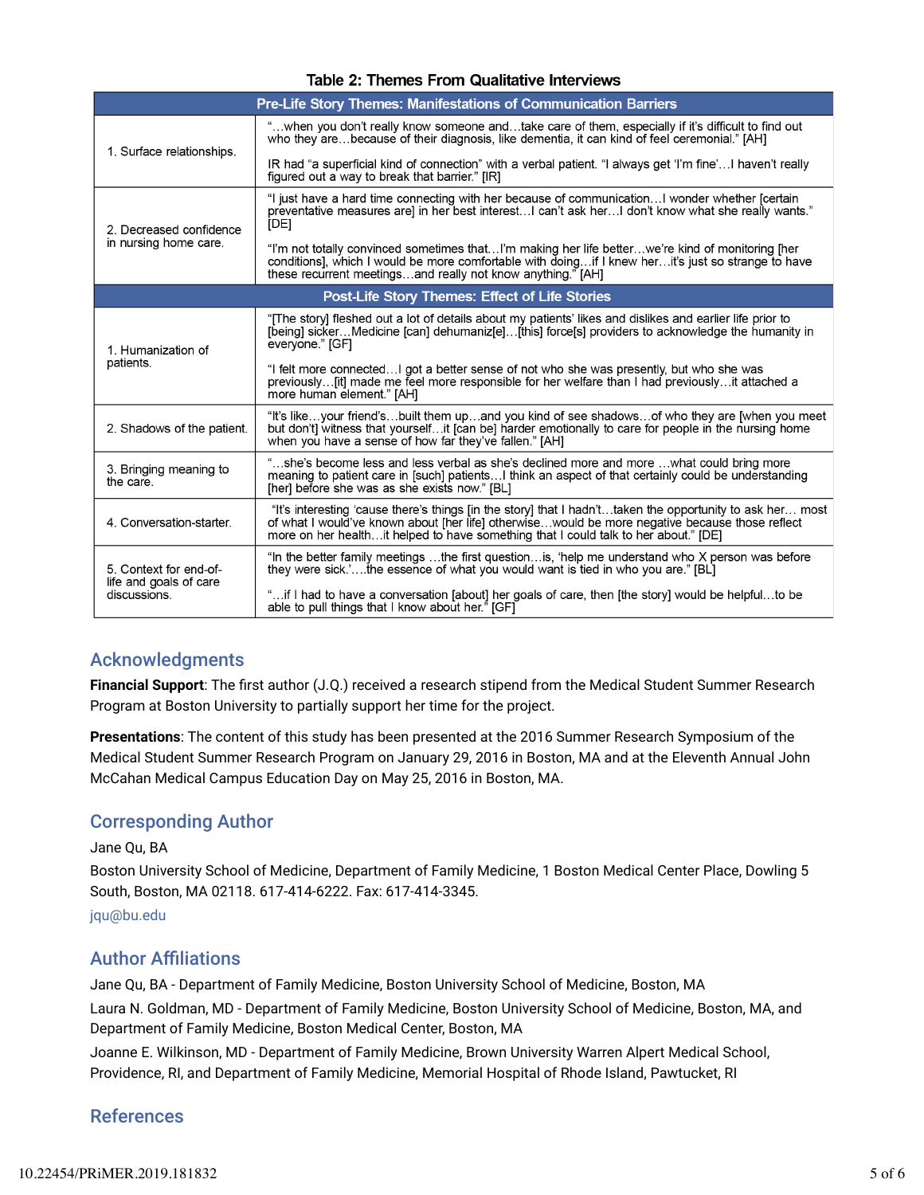**Table 2: Themes From Qualitative Interviews**

| Pre-Life Story Themes: Manifestations of Communication Barriers | |
|---|---|
| 1. Surface relationships. | "…when you don't really know someone and…take care of them, especially if it's difficult to find out who they are…because of their diagnosis, like dementia, it can kind of feel ceremonial." [AH]<br><br>IR had "a superficial kind of connection" with a verbal patient. "I always get 'I'm fine'…I haven't really figured out a way to break that barrier." [IR] |
| 2. Decreased confidence in nursing home care. | "I just have a hard time connecting with her because of communication…I wonder whether [certain preventative measures are] in her best interest…I can't ask her…I don't know what she really wants." [DE]<br><br>"I'm not totally convinced sometimes that…I'm making her life better…we're kind of monitoring [her conditions], which I would be more comfortable with doing…if I knew her…it's just so strange to have these recurrent meetings…and really not know anything." [AH] |
| **Post-Life Story Themes: Effect of Life Stories** | |
| 1. Humanization of patients. | "[The story] fleshed out a lot of details about my patients' likes and dislikes and earlier life prior to [being] sicker…Medicine [can] dehumaniz[e]…[this] force[s] providers to acknowledge the humanity in everyone." [GF]<br><br>"I felt more connected…I got a better sense of not who she was presently, but who she was previously…[it] made me feel more responsible for her welfare than I had previously…it attached a more human element." [AH] |
| 2. Shadows of the patient. | "It's like…your friend's…built them up…and you kind of see shadows…of who they are [when you meet but don't] witness that yourself…it [can be] harder emotionally to care for people in the nursing home when you have a sense of how far they've fallen." [AH] |
| 3. Bringing meaning to the care. | "…she's become less and less verbal as she's declined more and more …what could bring more meaning to patient care in [such] patients…I think an aspect of that certainly could be understanding [her] before she was as she exists now." [BL] |
| 4. Conversation-starter. | "It's interesting 'cause there's things [in the story] that I hadn't…taken the opportunity to ask her… most of what I would've known about [her life] otherwise…would be more negative because those reflect more on her health…it helped to have something that I could talk to her about." [DE] |
| 5. Context for end-of-life and goals of care discussions. | "In the better family meetings …the first question…is, 'help me understand who X person was before they were sick.'….the essence of what you would want is tied in who you are." [BL]<br><br>"…if I had to have a conversation [about] her goals of care, then [the story] would be helpful…to be able to pull things that I know about her." [GF] |

## Acknowledgments

**Financial Support**: The first author (J.Q.) received a research stipend from the Medical Student Summer Research Program at Boston University to partially support her time for the project.

**Presentations**: The content of this study has been presented at the 2016 Summer Research Symposium of the Medical Student Summer Research Program on January 29, 2016 in Boston, MA and at the Eleventh Annual John McCahan Medical Campus Education Day on May 25, 2016 in Boston, MA.

## Corresponding Author

Jane Qu, BA

Boston University School of Medicine, Department of Family Medicine, 1 Boston Medical Center Place, Dowling 5 South, Boston, MA 02118. 617-414-6222. Fax: 617-414-3345.

jqu@bu.edu

## Author Affiliations

Jane Qu, BA - Department of Family Medicine, Boston University School of Medicine, Boston, MA

Laura N. Goldman, MD - Department of Family Medicine, Boston University School of Medicine, Boston, MA, and Department of Family Medicine, Boston Medical Center, Boston, MA

Joanne E. Wilkinson, MD - Department of Family Medicine, Brown University Warren Alpert Medical School, Providence, RI, and Department of Family Medicine, Memorial Hospital of Rhode Island, Pawtucket, RI

## References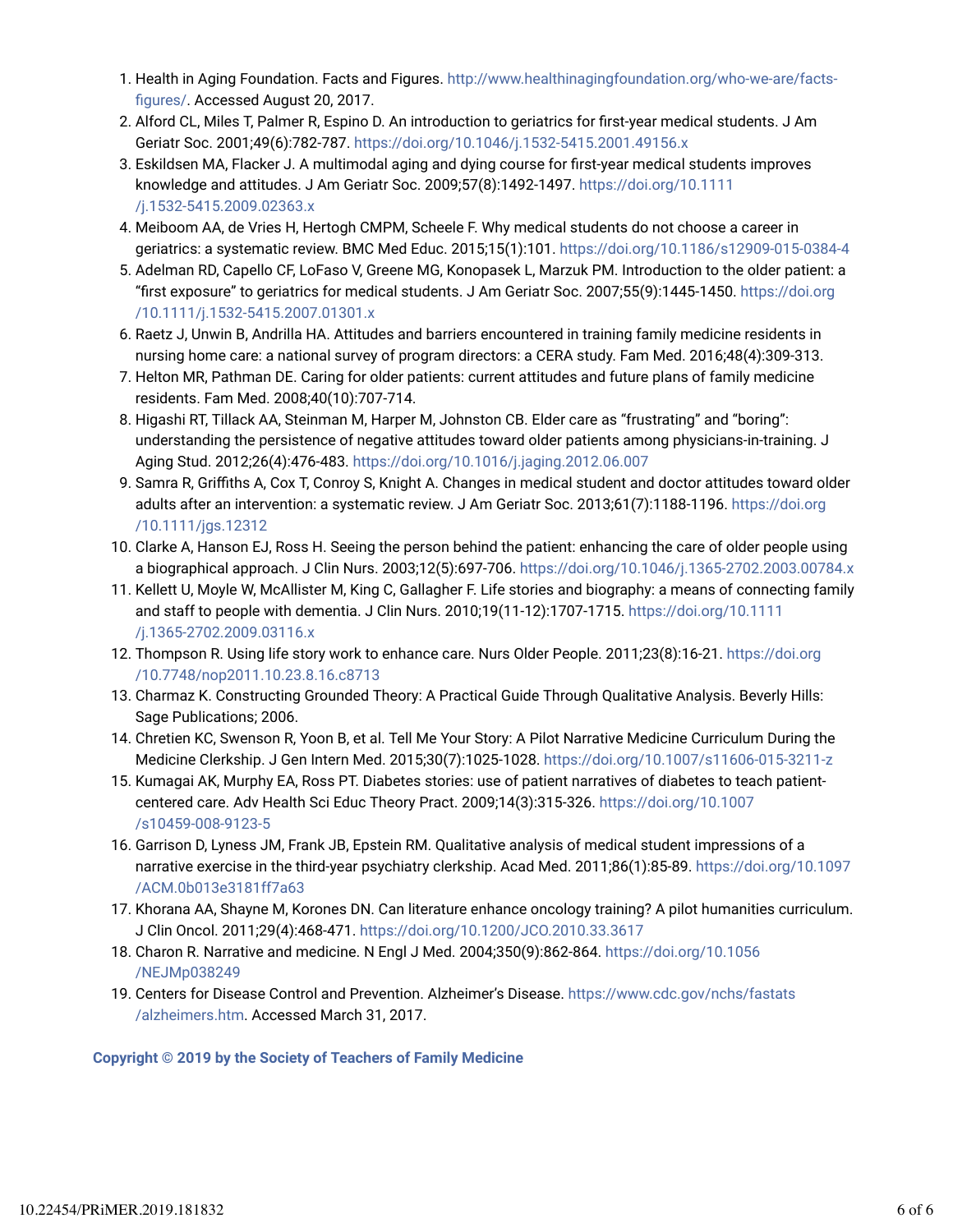1. Health in Aging Foundation. Facts and Figures. http://www.healthinagingfoundation.org/who-we-are/facts-figures/. Accessed August 20, 2017.
2. Alford CL, Miles T, Palmer R, Espino D. An introduction to geriatrics for first-year medical students. J Am Geriatr Soc. 2001;49(6):782-787. https://doi.org/10.1046/j.1532-5415.2001.49156.x
3. Eskildsen MA, Flacker J. A multimodal aging and dying course for first-year medical students improves knowledge and attitudes. J Am Geriatr Soc. 2009;57(8):1492-1497. https://doi.org/10.1111/j.1532-5415.2009.02363.x
4. Meiboom AA, de Vries H, Hertogh CMPM, Scheele F. Why medical students do not choose a career in geriatrics: a systematic review. BMC Med Educ. 2015;15(1):101. https://doi.org/10.1186/s12909-015-0384-4
5. Adelman RD, Capello CF, LoFaso V, Greene MG, Konopasek L, Marzuk PM. Introduction to the older patient: a "first exposure" to geriatrics for medical students. J Am Geriatr Soc. 2007;55(9):1445-1450. https://doi.org/10.1111/j.1532-5415.2007.01301.x
6. Raetz J, Unwin B, Andrilla HA. Attitudes and barriers encountered in training family medicine residents in nursing home care: a national survey of program directors: a CERA study. Fam Med. 2016;48(4):309-313.
7. Helton MR, Pathman DE. Caring for older patients: current attitudes and future plans of family medicine residents. Fam Med. 2008;40(10):707-714.
8. Higashi RT, Tillack AA, Steinman M, Harper M, Johnston CB. Elder care as "frustrating" and "boring": understanding the persistence of negative attitudes toward older patients among physicians-in-training. J Aging Stud. 2012;26(4):476-483. https://doi.org/10.1016/j.jaging.2012.06.007
9. Samra R, Griffiths A, Cox T, Conroy S, Knight A. Changes in medical student and doctor attitudes toward older adults after an intervention: a systematic review. J Am Geriatr Soc. 2013;61(7):1188-1196. https://doi.org/10.1111/jgs.12312
10. Clarke A, Hanson EJ, Ross H. Seeing the person behind the patient: enhancing the care of older people using a biographical approach. J Clin Nurs. 2003;12(5):697-706. https://doi.org/10.1046/j.1365-2702.2003.00784.x
11. Kellett U, Moyle W, McAllister M, King C, Gallagher F. Life stories and biography: a means of connecting family and staff to people with dementia. J Clin Nurs. 2010;19(11-12):1707-1715. https://doi.org/10.1111/j.1365-2702.2009.03116.x
12. Thompson R. Using life story work to enhance care. Nurs Older People. 2011;23(8):16-21. https://doi.org/10.7748/nop2011.10.23.8.16.c8713
13. Charmaz K. Constructing Grounded Theory: A Practical Guide Through Qualitative Analysis. Beverly Hills: Sage Publications; 2006.
14. Chretien KC, Swenson R, Yoon B, et al. Tell Me Your Story: A Pilot Narrative Medicine Curriculum During the Medicine Clerkship. J Gen Intern Med. 2015;30(7):1025-1028. https://doi.org/10.1007/s11606-015-3211-z
15. Kumagai AK, Murphy EA, Ross PT. Diabetes stories: use of patient narratives of diabetes to teach patient-centered care. Adv Health Sci Educ Theory Pract. 2009;14(3):315-326. https://doi.org/10.1007/s10459-008-9123-5
16. Garrison D, Lyness JM, Frank JB, Epstein RM. Qualitative analysis of medical student impressions of a narrative exercise in the third-year psychiatry clerkship. Acad Med. 2011;86(1):85-89. https://doi.org/10.1097/ACM.0b013e3181ff7a63
17. Khorana AA, Shayne M, Korones DN. Can literature enhance oncology training? A pilot humanities curriculum. J Clin Oncol. 2011;29(4):468-471. https://doi.org/10.1200/JCO.2010.33.3617
18. Charon R. Narrative and medicine. N Engl J Med. 2004;350(9):862-864. https://doi.org/10.1056/NEJMp038249
19. Centers for Disease Control and Prevention. Alzheimer's Disease. https://www.cdc.gov/nchs/fastats/alzheimers.htm. Accessed March 31, 2017.

**Copyright © 2019 by the Society of Teachers of Family Medicine**